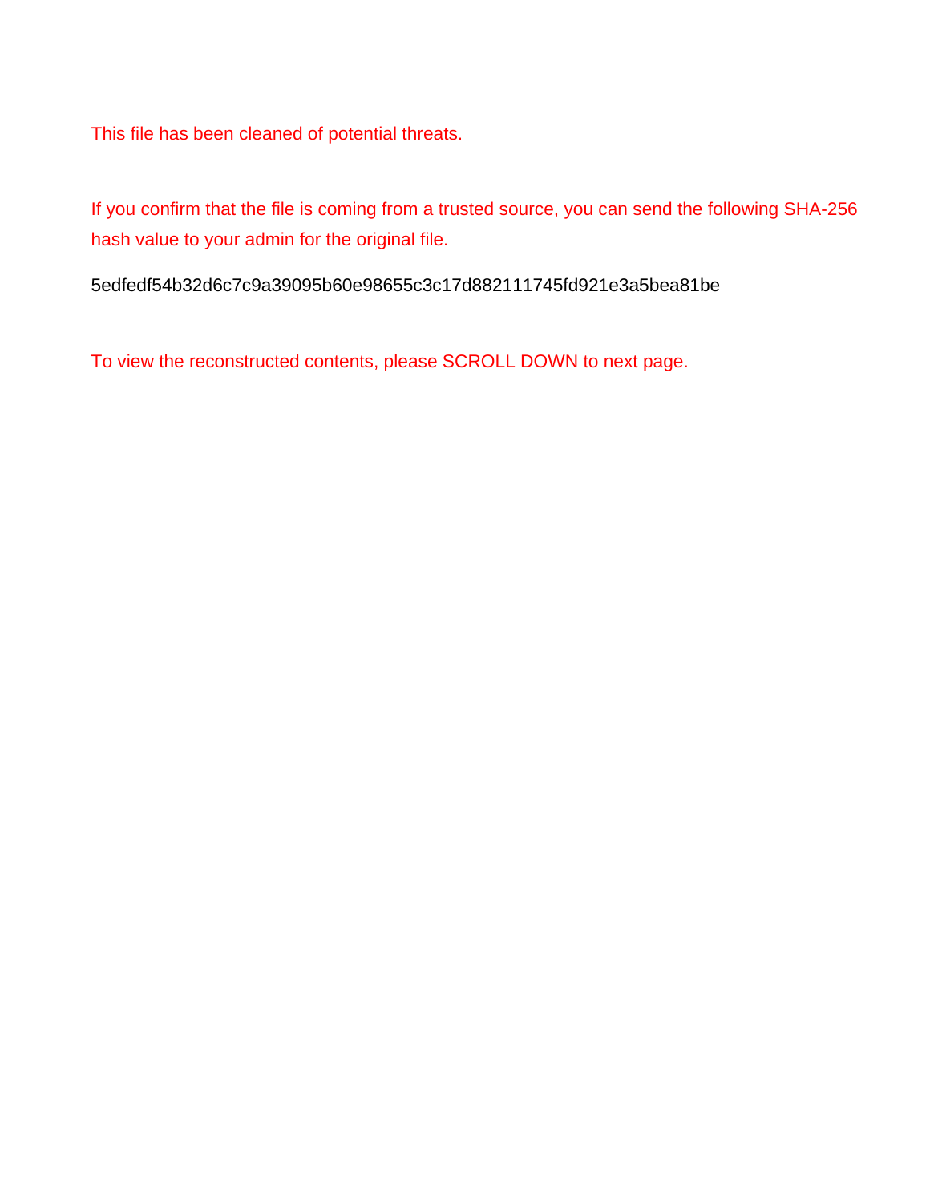This file has been cleaned of potential threats.

If you confirm that the file is coming from a trusted source, you can send the following SHA-256 hash value to your admin for the original file.

5edfedf54b32d6c7c9a39095b60e98655c3c17d882111745fd921e3a5bea81be

To view the reconstructed contents, please SCROLL DOWN to next page.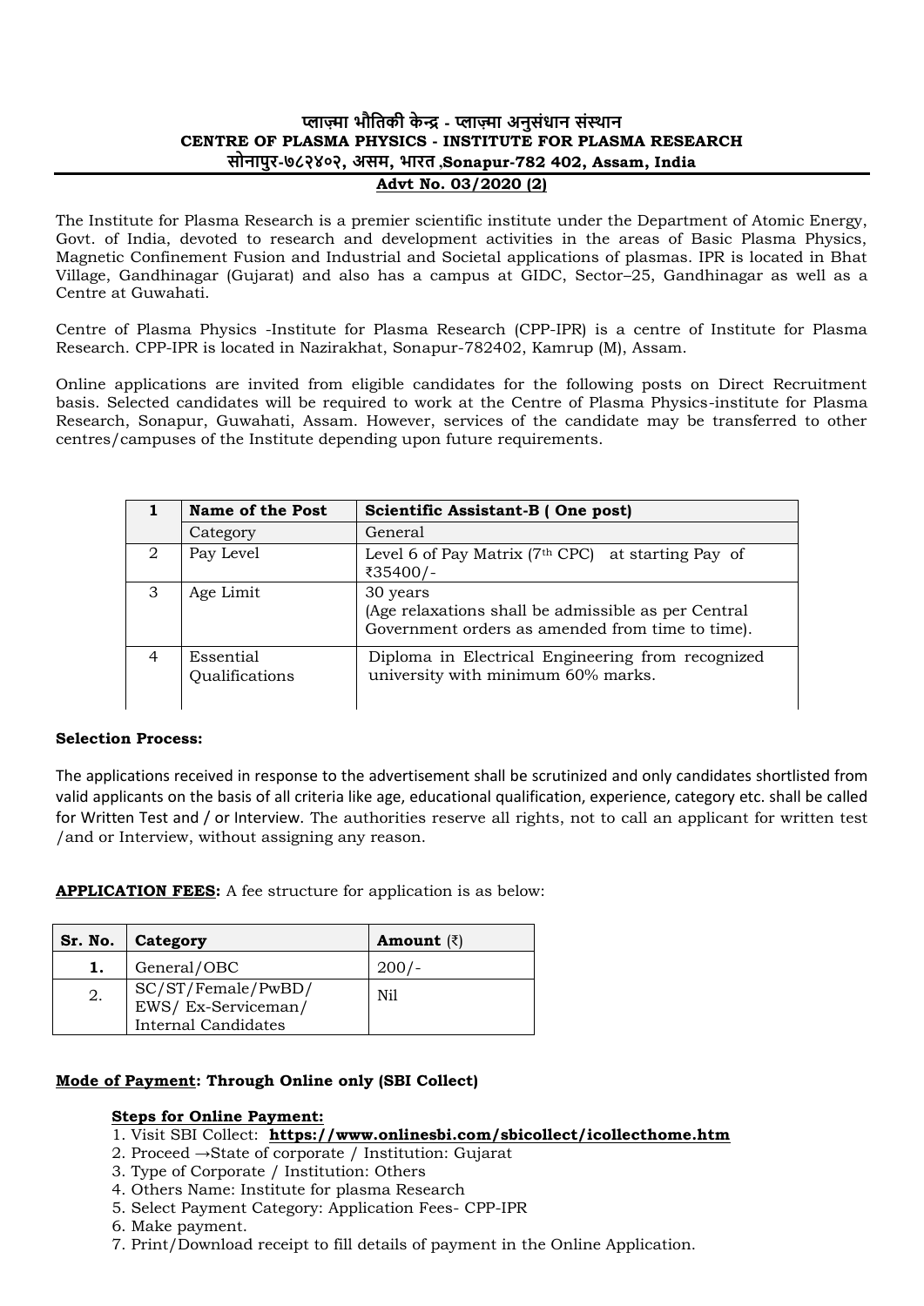**प्लाज़्मा भौतिकी केन्द्र - प्लाज़्मा अनुसंधान संस्थान**
**CENTRE OF PLASMA PHYSICS - INSTITUTE FOR PLASMA RESEARCH**
**सोनापुर-७८२४०२, असम, भारत ,Sonapur-782 402, Assam, India**

**Advt No. 03/2020 (2)**

The Institute for Plasma Research is a premier scientific institute under the Department of Atomic Energy, Govt. of India, devoted to research and development activities in the areas of Basic Plasma Physics, Magnetic Confinement Fusion and Industrial and Societal applications of plasmas. IPR is located in Bhat Village, Gandhinagar (Gujarat) and also has a campus at GIDC, Sector–25, Gandhinagar as well as a Centre at Guwahati.

Centre of Plasma Physics -Institute for Plasma Research (CPP-IPR) is a centre of Institute for Plasma Research. CPP-IPR is located in Nazirakhat, Sonapur-782402, Kamrup (M), Assam.

Online applications are invited from eligible candidates for the following posts on Direct Recruitment basis. Selected candidates will be required to work at the Centre of Plasma Physics-institute for Plasma Research, Sonapur, Guwahati, Assam. However, services of the candidate may be transferred to other centres/campuses of the Institute depending upon future requirements.

| 1 | Name of the Post | Scientific Assistant-B ( One post) |
|---|---|---|
| | Category | General |
| 2 | Pay Level | Level 6 of Pay Matrix (7th CPC) at starting Pay of ₹35400/- |
| 3 | Age Limit | 30 years (Age relaxations shall be admissible as per Central Government orders as amended from time to time). |
| 4 | Essential Qualifications | Diploma in Electrical Engineering from recognized university with minimum 60% marks. |

**Selection Process:**

The applications received in response to the advertisement shall be scrutinized and only candidates shortlisted from valid applicants on the basis of all criteria like age, educational qualification, experience, category etc. shall be called for Written Test and / or Interview. The authorities reserve all rights, not to call an applicant for written test /and or Interview, without assigning any reason.

**APPLICATION FEES:** A fee structure for application is as below:

| Sr. No. | Category | Amount (₹) |
|---|---|---|
| 1. | General/OBC | 200/- |
| 2. | SC/ST/Female/PwBD/ EWS/ Ex-Serviceman/ Internal Candidates | Nil |

**Mode of Payment: Through Online only (SBI Collect)**

**Steps for Online Payment:**

1. Visit SBI Collect: **https://www.onlinesbi.com/sbicollect/icollecthome.htm**
2. Proceed →State of corporate / Institution: Gujarat
3. Type of Corporate / Institution: Others
4. Others Name: Institute for plasma Research
5. Select Payment Category: Application Fees- CPP-IPR
6. Make payment.
7. Print/Download receipt to fill details of payment in the Online Application.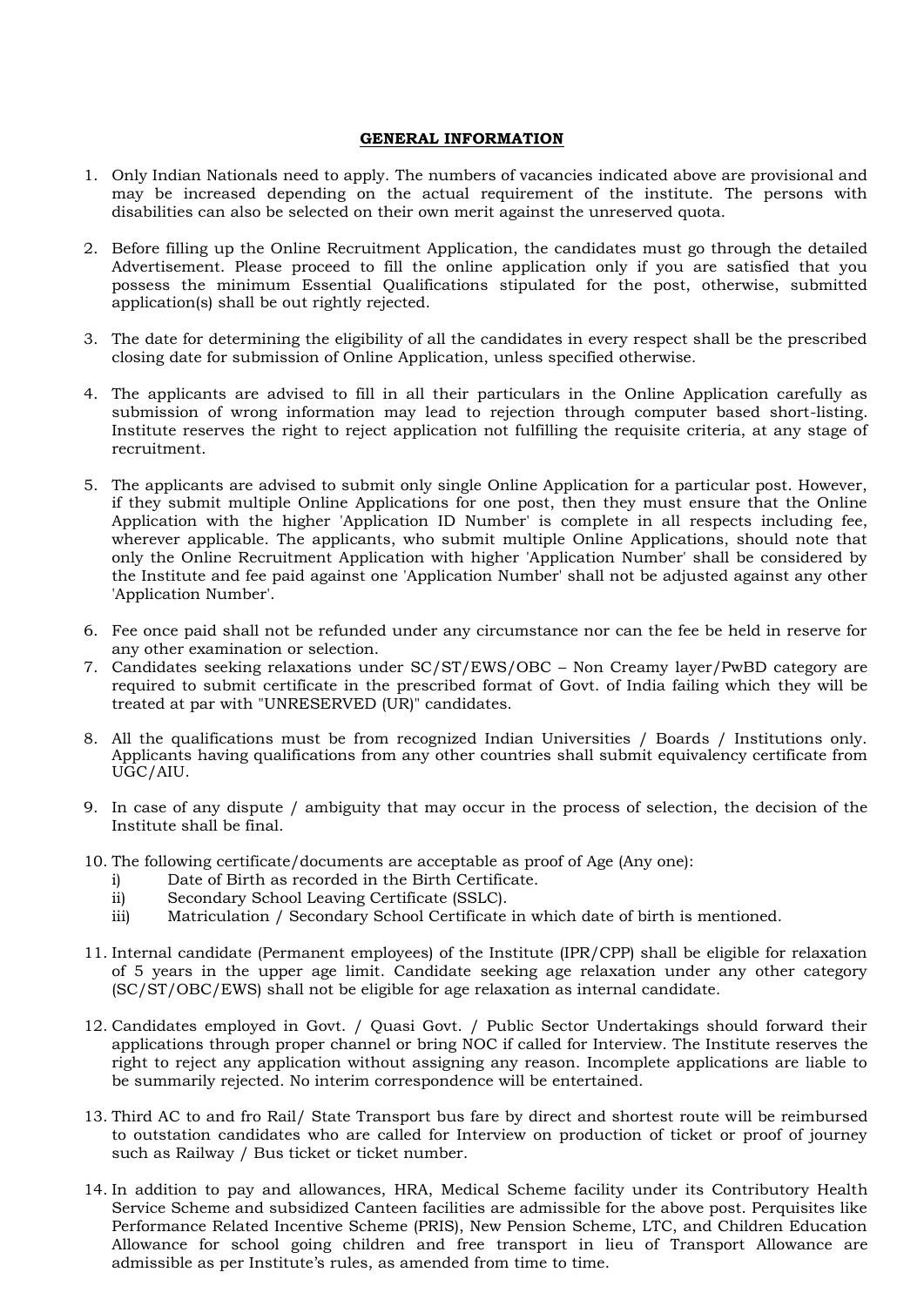## GENERAL INFORMATION

1. Only Indian Nationals need to apply. The numbers of vacancies indicated above are provisional and may be increased depending on the actual requirement of the institute. The persons with disabilities can also be selected on their own merit against the unreserved quota.

2. Before filling up the Online Recruitment Application, the candidates must go through the detailed Advertisement. Please proceed to fill the online application only if you are satisfied that you possess the minimum Essential Qualifications stipulated for the post, otherwise, submitted application(s) shall be out rightly rejected.

3. The date for determining the eligibility of all the candidates in every respect shall be the prescribed closing date for submission of Online Application, unless specified otherwise.

4. The applicants are advised to fill in all their particulars in the Online Application carefully as submission of wrong information may lead to rejection through computer based short-listing. Institute reserves the right to reject application not fulfilling the requisite criteria, at any stage of recruitment.

5. The applicants are advised to submit only single Online Application for a particular post. However, if they submit multiple Online Applications for one post, then they must ensure that the Online Application with the higher 'Application ID Number' is complete in all respects including fee, wherever applicable. The applicants, who submit multiple Online Applications, should note that only the Online Recruitment Application with higher 'Application Number' shall be considered by the Institute and fee paid against one 'Application Number' shall not be adjusted against any other 'Application Number'.

6. Fee once paid shall not be refunded under any circumstance nor can the fee be held in reserve for any other examination or selection.

7. Candidates seeking relaxations under SC/ST/EWS/OBC – Non Creamy layer/PwBD category are required to submit certificate in the prescribed format of Govt. of India failing which they will be treated at par with "UNRESERVED (UR)" candidates.

8. All the qualifications must be from recognized Indian Universities / Boards / Institutions only. Applicants having qualifications from any other countries shall submit equivalency certificate from UGC/AIU.

9. In case of any dispute / ambiguity that may occur in the process of selection, the decision of the Institute shall be final.

10. The following certificate/documents are acceptable as proof of Age (Any one):
    i) Date of Birth as recorded in the Birth Certificate.
    ii) Secondary School Leaving Certificate (SSLC).
    iii) Matriculation / Secondary School Certificate in which date of birth is mentioned.

11. Internal candidate (Permanent employees) of the Institute (IPR/CPP) shall be eligible for relaxation of 5 years in the upper age limit. Candidate seeking age relaxation under any other category (SC/ST/OBC/EWS) shall not be eligible for age relaxation as internal candidate.

12. Candidates employed in Govt. / Quasi Govt. / Public Sector Undertakings should forward their applications through proper channel or bring NOC if called for Interview. The Institute reserves the right to reject any application without assigning any reason. Incomplete applications are liable to be summarily rejected. No interim correspondence will be entertained.

13. Third AC to and fro Rail/ State Transport bus fare by direct and shortest route will be reimbursed to outstation candidates who are called for Interview on production of ticket or proof of journey such as Railway / Bus ticket or ticket number.

14. In addition to pay and allowances, HRA, Medical Scheme facility under its Contributory Health Service Scheme and subsidized Canteen facilities are admissible for the above post. Perquisites like Performance Related Incentive Scheme (PRIS), New Pension Scheme, LTC, and Children Education Allowance for school going children and free transport in lieu of Transport Allowance are admissible as per Institute's rules, as amended from time to time.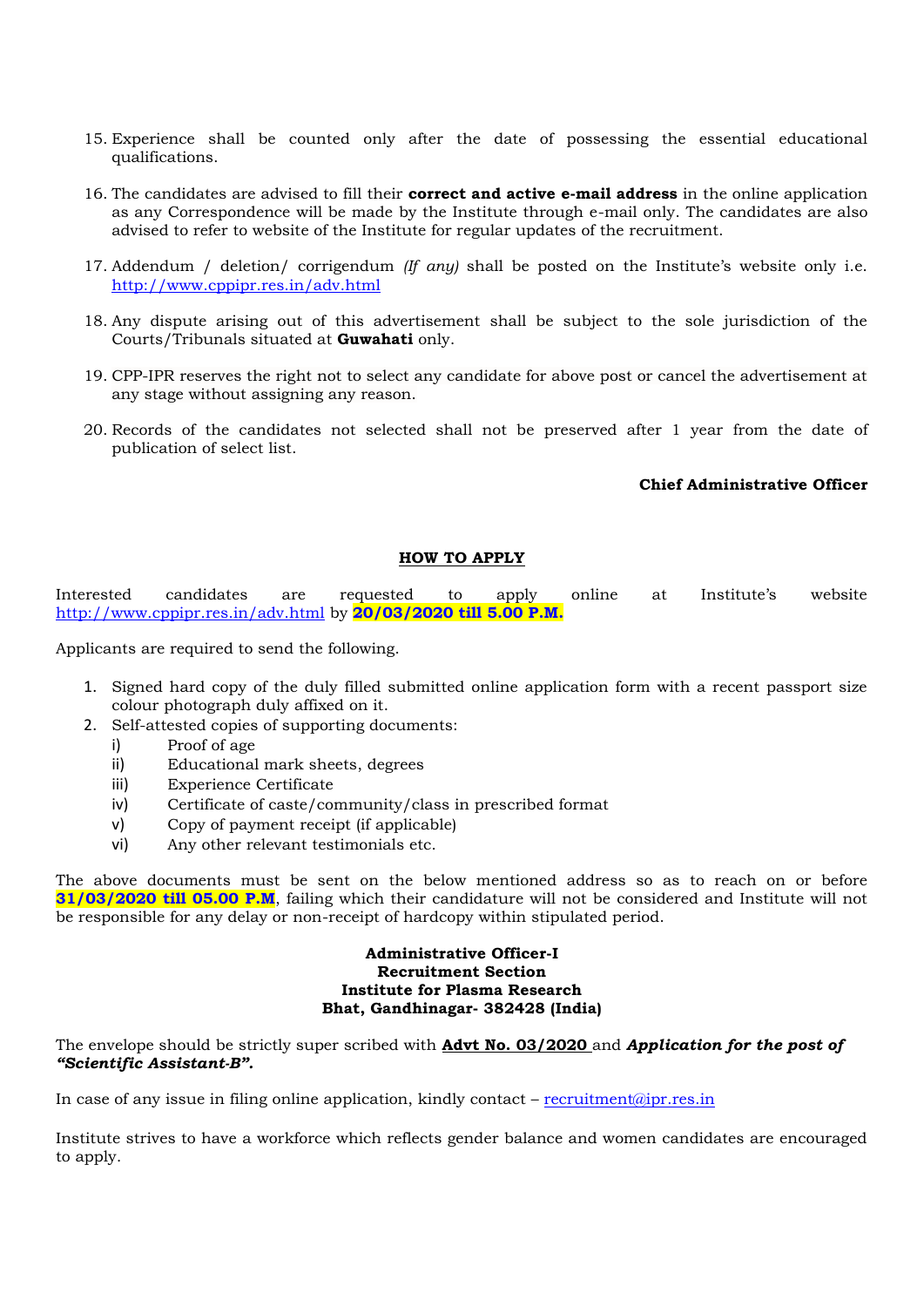15. Experience shall be counted only after the date of possessing the essential educational qualifications.

16. The candidates are advised to fill their **correct and active e-mail address** in the online application as any Correspondence will be made by the Institute through e-mail only. The candidates are also advised to refer to website of the Institute for regular updates of the recruitment.

17. Addendum / deletion/ corrigendum *(If any)* shall be posted on the Institute's website only i.e. http://www.cppipr.res.in/adv.html

18. Any dispute arising out of this advertisement shall be subject to the sole jurisdiction of the Courts/Tribunals situated at **Guwahati** only.

19. CPP-IPR reserves the right not to select any candidate for above post or cancel the advertisement at any stage without assigning any reason.

20. Records of the candidates not selected shall not be preserved after 1 year from the date of publication of select list.

**Chief Administrative Officer**

## HOW TO APPLY

Interested candidates are requested to apply online at Institute's website http://www.cppipr.res.in/adv.html by **20/03/2020 till 5.00 P.M.**

Applicants are required to send the following.

1. Signed hard copy of the duly filled submitted online application form with a recent passport size colour photograph duly affixed on it.
2. Self-attested copies of supporting documents:
   i) Proof of age
   ii) Educational mark sheets, degrees
   iii) Experience Certificate
   iv) Certificate of caste/community/class in prescribed format
   v) Copy of payment receipt (if applicable)
   vi) Any other relevant testimonials etc.

The above documents must be sent on the below mentioned address so as to reach on or before **31/03/2020 till 05.00 P.M**, failing which their candidature will not be considered and Institute will not be responsible for any delay or non-receipt of hardcopy within stipulated period.

**Administrative Officer-I**
**Recruitment Section**
**Institute for Plasma Research**
**Bhat, Gandhinagar- 382428 (India)**

The envelope should be strictly super scribed with **Advt No. 03/2020** and ***Application for the post of "Scientific Assistant-B".***

In case of any issue in filing online application, kindly contact – recruitment@ipr.res.in

Institute strives to have a workforce which reflects gender balance and women candidates are encouraged to apply.